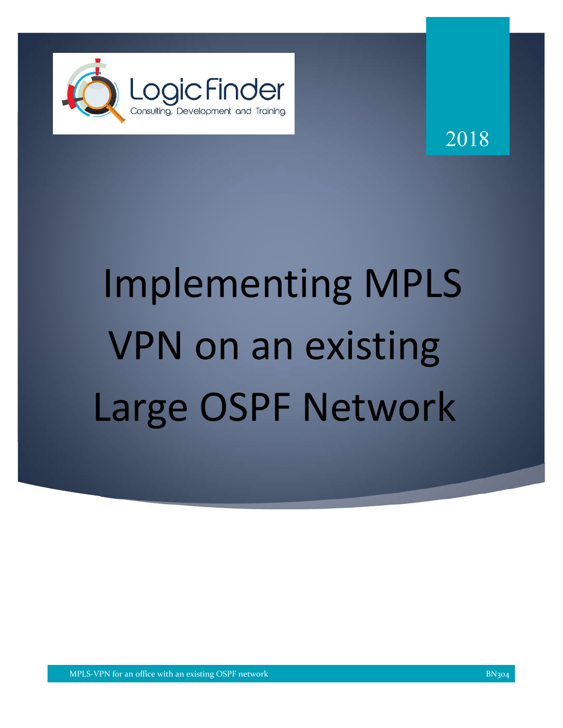LogicFinder

Consulting, Development and Training

2018

# Implementing MPLS VPN on an existing Large OSPF Network

MPLS-VPN for an office with an existing OSPF network

BN304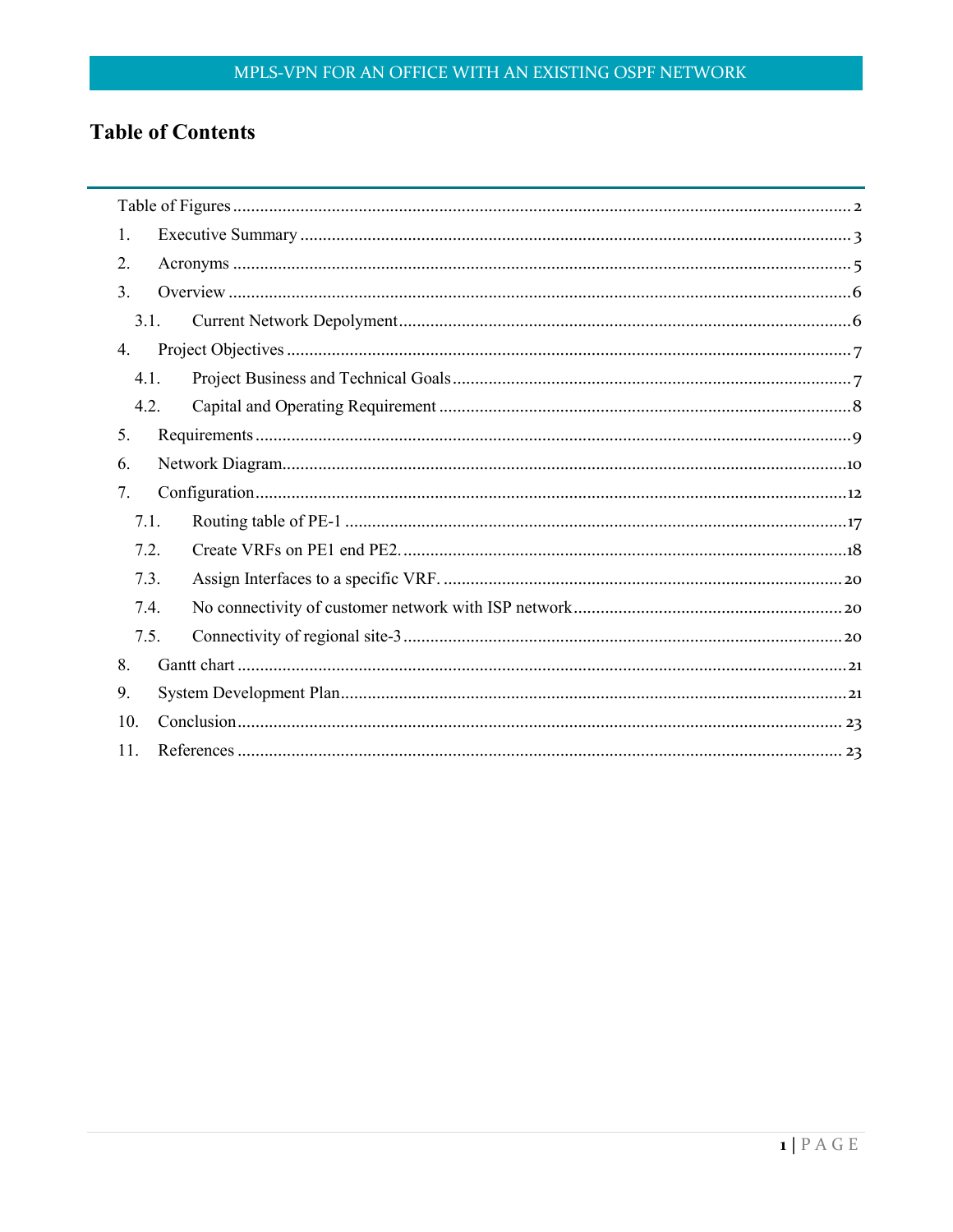# Table of Contents

Table of Figures ........................................................................................................................ 2

1. Executive Summary ........................................................................................................... 3
2. Acronyms ......................................................................................................................... 5
3. Overview ........................................................................................................................... 6
   - 3.1. Current Network Depolyment ................................................................................... 6
4. Project Objectives ............................................................................................................. 7
   - 4.1. Project Business and Technical Goals ....................................................................... 7
   - 4.2. Capital and Operating Requirement .......................................................................... 8
5. Requirements .................................................................................................................... 9
6. Network Diagram............................................................................................................. 10
7. Configuration .................................................................................................................. 12
   - 7.1. Routing table of PE-1 ............................................................................................. 17
   - 7.2. Create VRFs on PE1 end PE2. ................................................................................. 18
   - 7.3. Assign Interfaces to a specific VRF. ........................................................................ 20
   - 7.4. No connectivity of customer network with ISP network .......................................... 20
   - 7.5. Connectivity of regional site-3 ................................................................................ 20
8. Gantt chart ...................................................................................................................... 21
9. System Development Plan................................................................................................ 21
10. Conclusion ..................................................................................................................... 23
11. References ..................................................................................................................... 23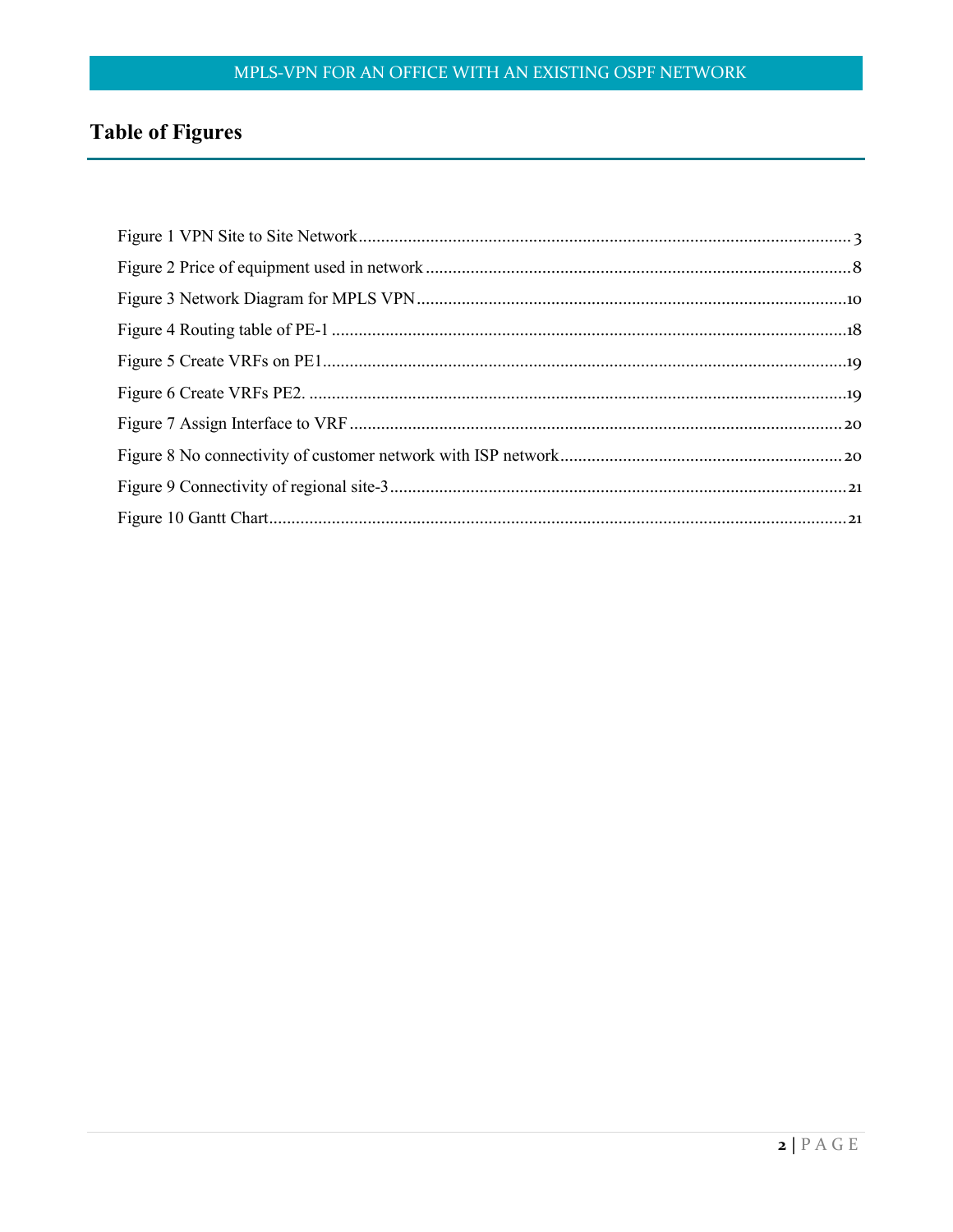## Table of Figures

Figure 1 VPN Site to Site Network .......... 3
Figure 2 Price of equipment used in network .......... 8
Figure 3 Network Diagram for MPLS VPN .......... 10
Figure 4 Routing table of PE-1 .......... 18
Figure 5 Create VRFs on PE1 .......... 19
Figure 6 Create VRFs PE2. .......... 19
Figure 7 Assign Interface to VRF .......... 20
Figure 8 No connectivity of customer network with ISP network .......... 20
Figure 9 Connectivity of regional site-3 .......... 21
Figure 10 Gantt Chart .......... 21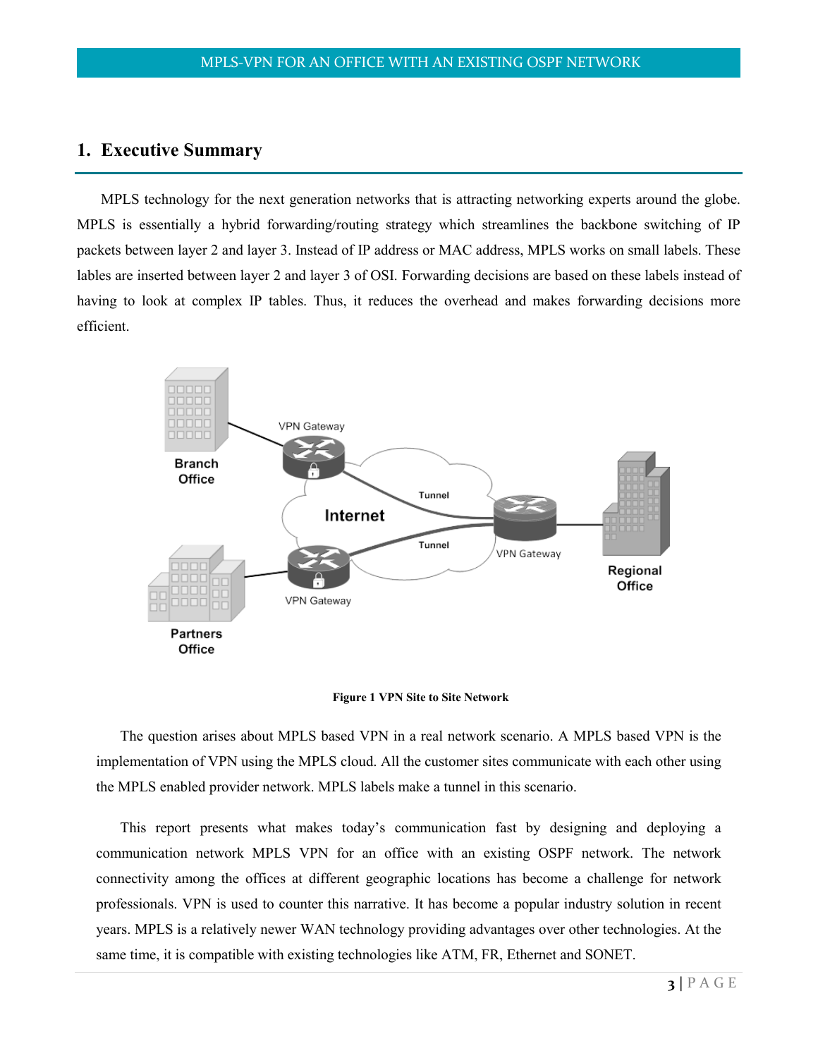## 1. Executive Summary

MPLS technology for the next generation networks that is attracting networking experts around the globe. MPLS is essentially a hybrid forwarding/routing strategy which streamlines the backbone switching of IP packets between layer 2 and layer 3. Instead of IP address or MAC address, MPLS works on small labels. These lables are inserted between layer 2 and layer 3 of OSI. Forwarding decisions are based on these labels instead of having to look at complex IP tables. Thus, it reduces the overhead and makes forwarding decisions more efficient.

**Figure 1 VPN Site to Site Network**

The question arises about MPLS based VPN in a real network scenario. A MPLS based VPN is the implementation of VPN using the MPLS cloud. All the customer sites communicate with each other using the MPLS enabled provider network. MPLS labels make a tunnel in this scenario.

This report presents what makes today's communication fast by designing and deploying a communication network MPLS VPN for an office with an existing OSPF network. The network connectivity among the offices at different geographic locations has become a challenge for network professionals. VPN is used to counter this narrative. It has become a popular industry solution in recent years. MPLS is a relatively newer WAN technology providing advantages over other technologies. At the same time, it is compatible with existing technologies like ATM, FR, Ethernet and SONET.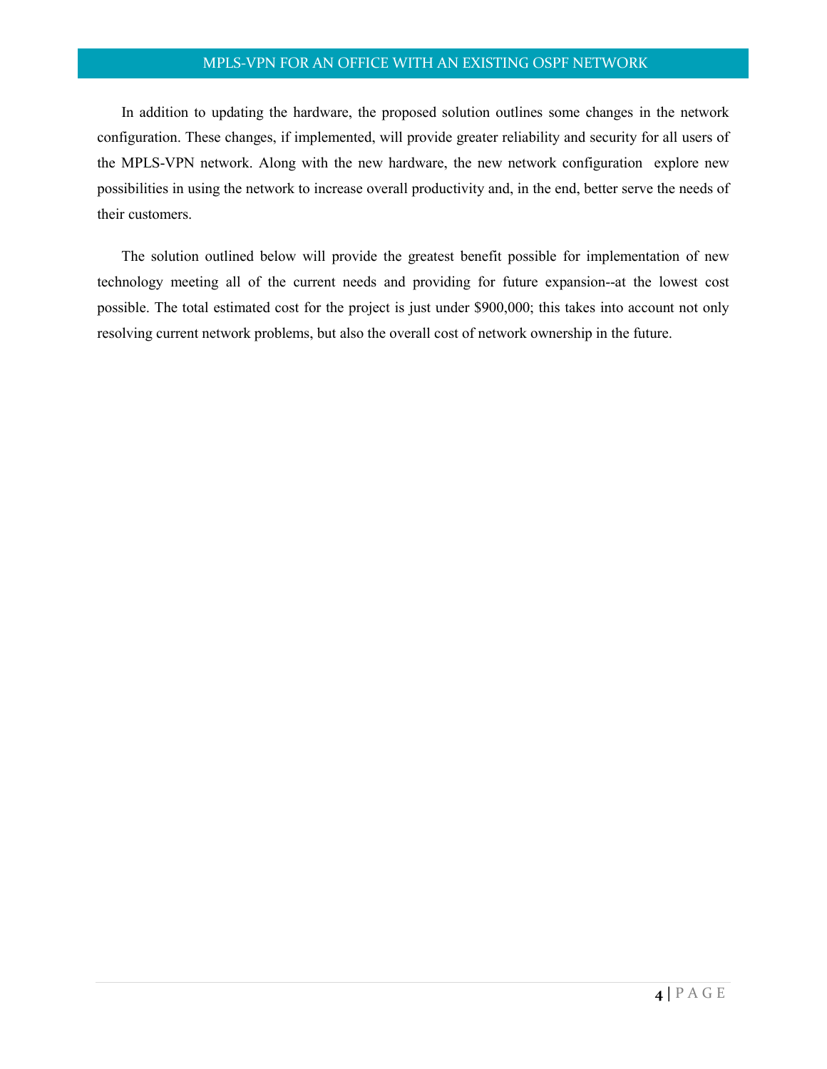In addition to updating the hardware, the proposed solution outlines some changes in the network configuration. These changes, if implemented, will provide greater reliability and security for all users of the MPLS-VPN network. Along with the new hardware, the new network configuration  explore new possibilities in using the network to increase overall productivity and, in the end, better serve the needs of their customers.

The solution outlined below will provide the greatest benefit possible for implementation of new technology meeting all of the current needs and providing for future expansion--at the lowest cost possible. The total estimated cost for the project is just under $900,000; this takes into account not only resolving current network problems, but also the overall cost of network ownership in the future.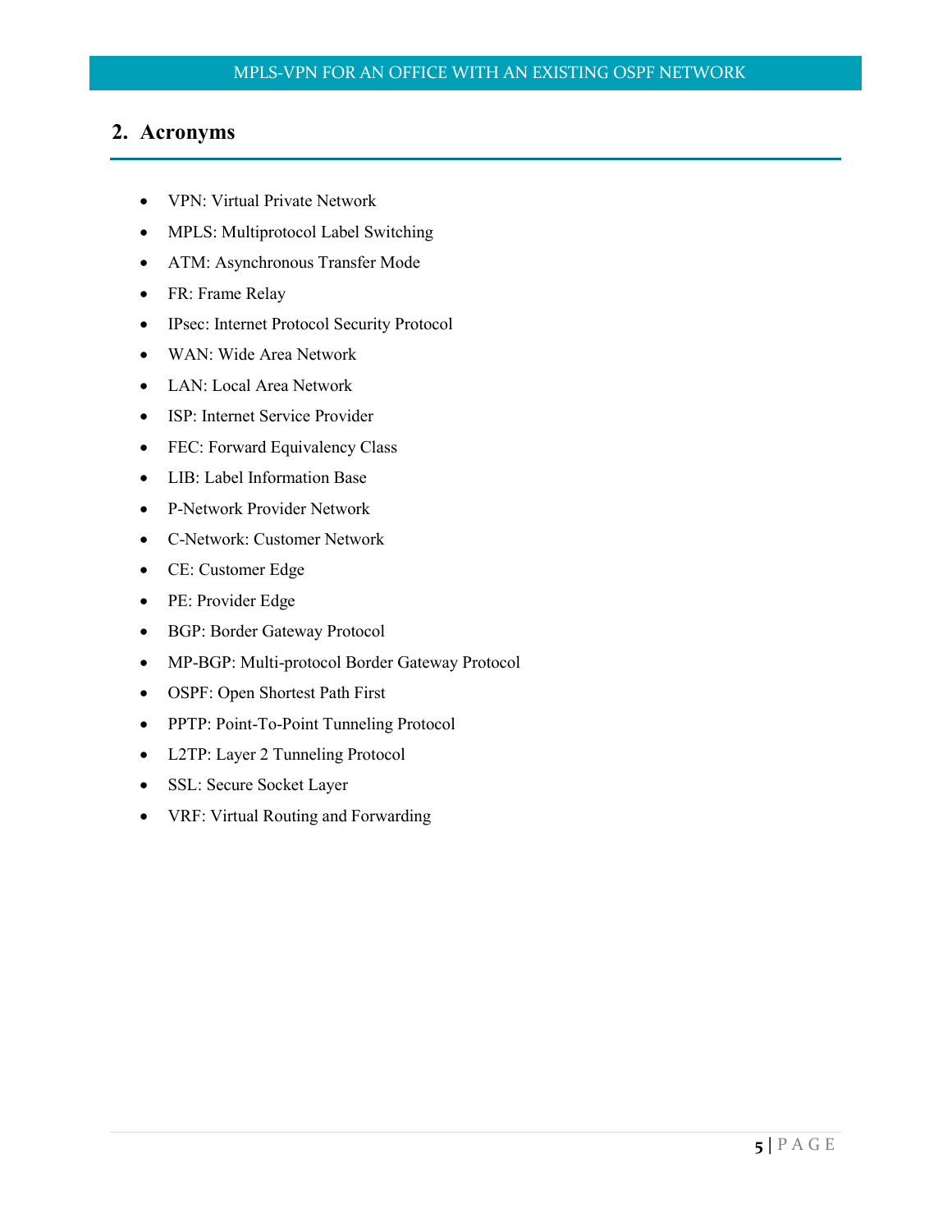## 2. Acronyms

- VPN: Virtual Private Network
- MPLS: Multiprotocol Label Switching
- ATM: Asynchronous Transfer Mode
- FR: Frame Relay
- IPsec: Internet Protocol Security Protocol
- WAN: Wide Area Network
- LAN: Local Area Network
- ISP: Internet Service Provider
- FEC: Forward Equivalency Class
- LIB: Label Information Base
- P-Network Provider Network
- C-Network: Customer Network
- CE: Customer Edge
- PE: Provider Edge
- BGP: Border Gateway Protocol
- MP-BGP: Multi-protocol Border Gateway Protocol
- OSPF: Open Shortest Path First
- PPTP: Point-To-Point Tunneling Protocol
- L2TP: Layer 2 Tunneling Protocol
- SSL: Secure Socket Layer
- VRF: Virtual Routing and Forwarding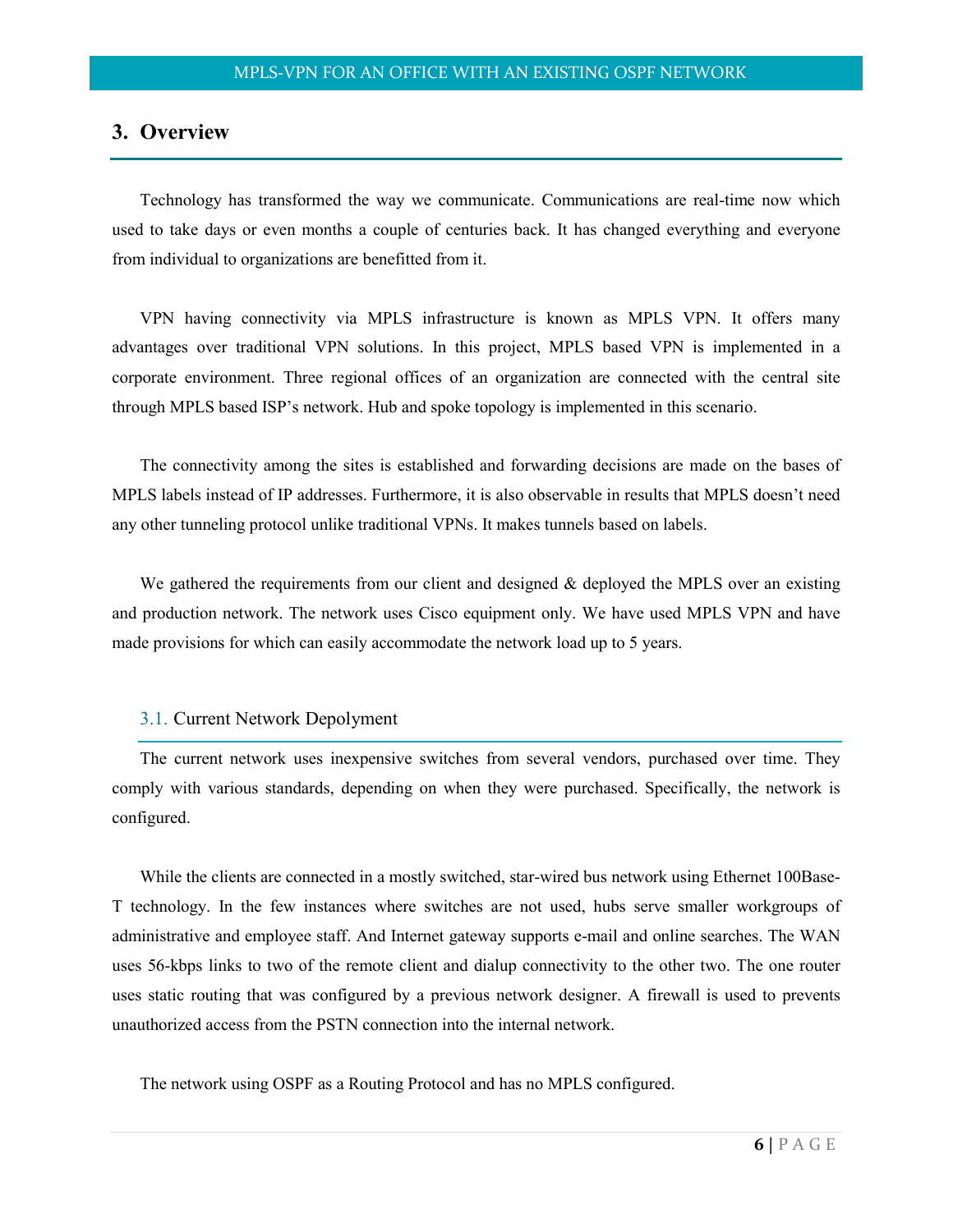## 3. Overview

Technology has transformed the way we communicate. Communications are real-time now which used to take days or even months a couple of centuries back. It has changed everything and everyone from individual to organizations are benefitted from it.

VPN having connectivity via MPLS infrastructure is known as MPLS VPN. It offers many advantages over traditional VPN solutions. In this project, MPLS based VPN is implemented in a corporate environment. Three regional offices of an organization are connected with the central site through MPLS based ISP's network. Hub and spoke topology is implemented in this scenario.

The connectivity among the sites is established and forwarding decisions are made on the bases of MPLS labels instead of IP addresses. Furthermore, it is also observable in results that MPLS doesn't need any other tunneling protocol unlike traditional VPNs. It makes tunnels based on labels.

We gathered the requirements from our client and designed & deployed the MPLS over an existing and production network. The network uses Cisco equipment only. We have used MPLS VPN and have made provisions for which can easily accommodate the network load up to 5 years.

### 3.1. Current Network Depolyment

The current network uses inexpensive switches from several vendors, purchased over time. They comply with various standards, depending on when they were purchased. Specifically, the network is configured.

While the clients are connected in a mostly switched, star-wired bus network using Ethernet 100Base-T technology. In the few instances where switches are not used, hubs serve smaller workgroups of administrative and employee staff. And Internet gateway supports e-mail and online searches. The WAN uses 56-kbps links to two of the remote client and dialup connectivity to the other two. The one router uses static routing that was configured by a previous network designer. A firewall is used to prevents unauthorized access from the PSTN connection into the internal network.

The network using OSPF as a Routing Protocol and has no MPLS configured.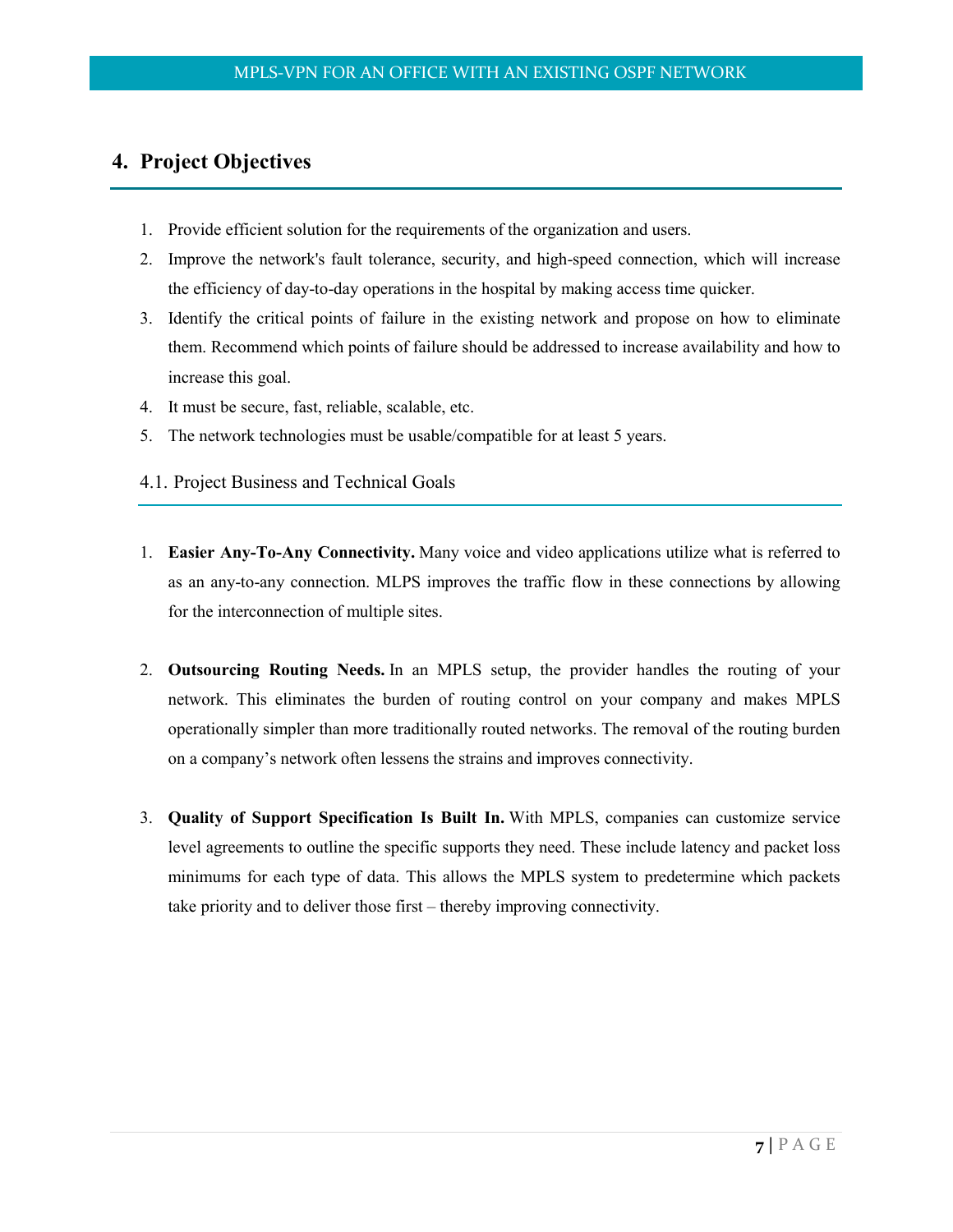## 4. Project Objectives

1. Provide efficient solution for the requirements of the organization and users.
2. Improve the network's fault tolerance, security, and high-speed connection, which will increase the efficiency of day-to-day operations in the hospital by making access time quicker.
3. Identify the critical points of failure in the existing network and propose on how to eliminate them. Recommend which points of failure should be addressed to increase availability and how to increase this goal.
4. It must be secure, fast, reliable, scalable, etc.
5. The network technologies must be usable/compatible for at least 5 years.

### 4.1. Project Business and Technical Goals

1. **Easier Any-To-Any Connectivity.** Many voice and video applications utilize what is referred to as an any-to-any connection. MLPS improves the traffic flow in these connections by allowing for the interconnection of multiple sites.

2. **Outsourcing Routing Needs.** In an MPLS setup, the provider handles the routing of your network. This eliminates the burden of routing control on your company and makes MPLS operationally simpler than more traditionally routed networks. The removal of the routing burden on a company's network often lessens the strains and improves connectivity.

3. **Quality of Support Specification Is Built In.** With MPLS, companies can customize service level agreements to outline the specific supports they need. These include latency and packet loss minimums for each type of data. This allows the MPLS system to predetermine which packets take priority and to deliver those first – thereby improving connectivity.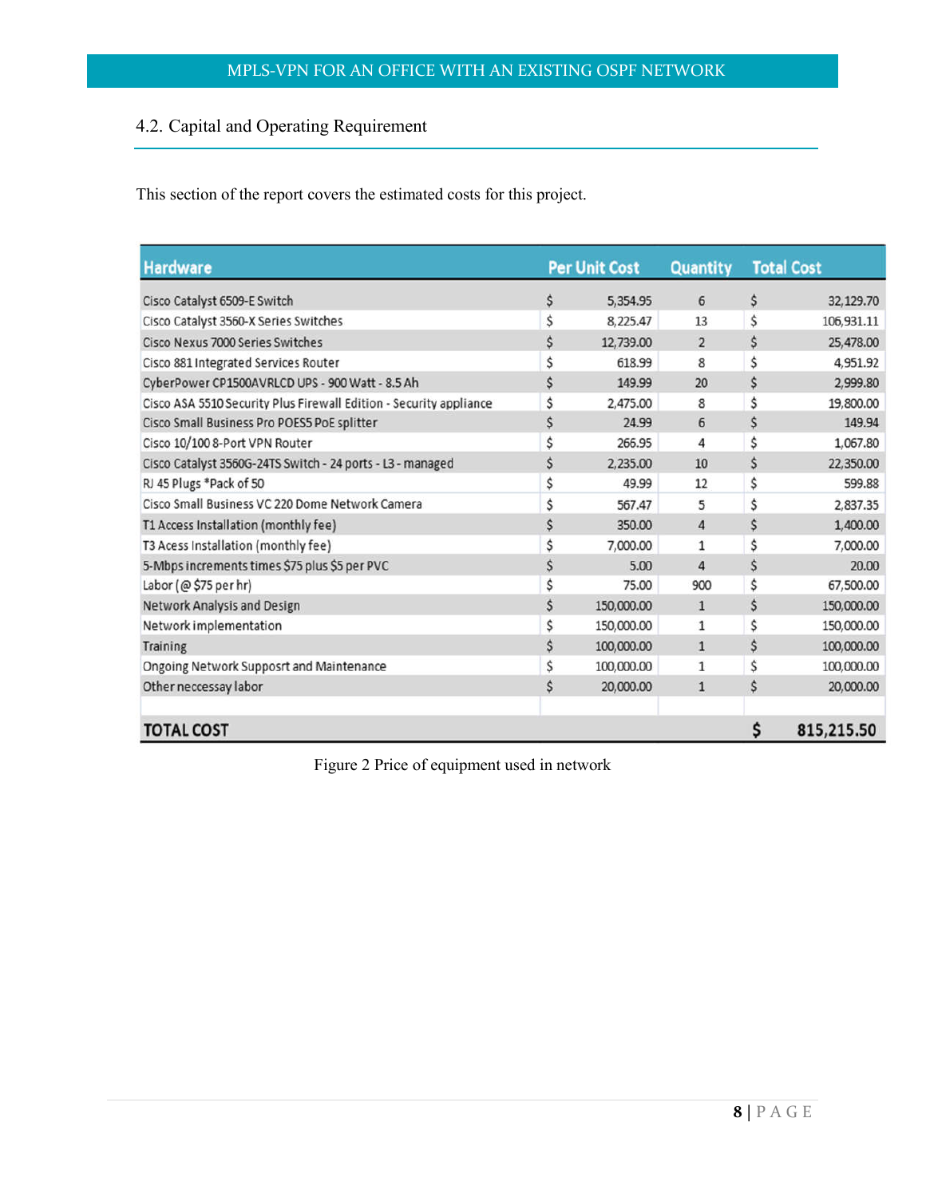## 4.2. Capital and Operating Requirement

This section of the report covers the estimated costs for this project.

| Hardware | Per Unit Cost | Quantity | Total Cost |
|---|---|---|---|
| Cisco Catalyst 6509-E Switch | $ 5,354.95 | 6 | $ 32,129.70 |
| Cisco Catalyst 3560-X Series Switches | $ 8,225.47 | 13 | $ 106,931.11 |
| Cisco Nexus 7000 Series Switches | $ 12,739.00 | 2 | $ 25,478.00 |
| Cisco 881 Integrated Services Router | $ 618.99 | 8 | $ 4,951.92 |
| CyberPower CP1500AVRLCD UPS - 900 Watt - 8.5 Ah | $ 149.99 | 20 | $ 2,999.80 |
| Cisco ASA 5510 Security Plus Firewall Edition - Security appliance | $ 2,475.00 | 8 | $ 19,800.00 |
| Cisco Small Business Pro POES5 PoE splitter | $ 24.99 | 6 | $ 149.94 |
| Cisco 10/100 8-Port VPN Router | $ 266.95 | 4 | $ 1,067.80 |
| Cisco Catalyst 3560G-24TS Switch - 24 ports - L3 - managed | $ 2,235.00 | 10 | $ 22,350.00 |
| RJ 45 Plugs *Pack of 50 | $ 49.99 | 12 | $ 599.88 |
| Cisco Small Business VC 220 Dome Network Camera | $ 567.47 | 5 | $ 2,837.35 |
| T1 Access Installation (monthly fee) | $ 350.00 | 4 | $ 1,400.00 |
| T3 Acess Installation (monthly fee) | $ 7,000.00 | 1 | $ 7,000.00 |
| 5-Mbps increments times $75 plus $5 per PVC | $ 5.00 | 4 | $ 20.00 |
| Labor (@ $75 per hr) | $ 75.00 | 900 | $ 67,500.00 |
| Network Analysis and Design | $ 150,000.00 | 1 | $ 150,000.00 |
| Network implementation | $ 150,000.00 | 1 | $ 150,000.00 |
| Training | $ 100,000.00 | 1 | $ 100,000.00 |
| Ongoing Network Supposrt and Maintenance | $ 100,000.00 | 1 | $ 100,000.00 |
| Other neccessay labor | $ 20,000.00 | 1 | $ 20,000.00 |
| | | | |
| **TOTAL COST** | | | **$ 815,215.50** |

Figure 2 Price of equipment used in network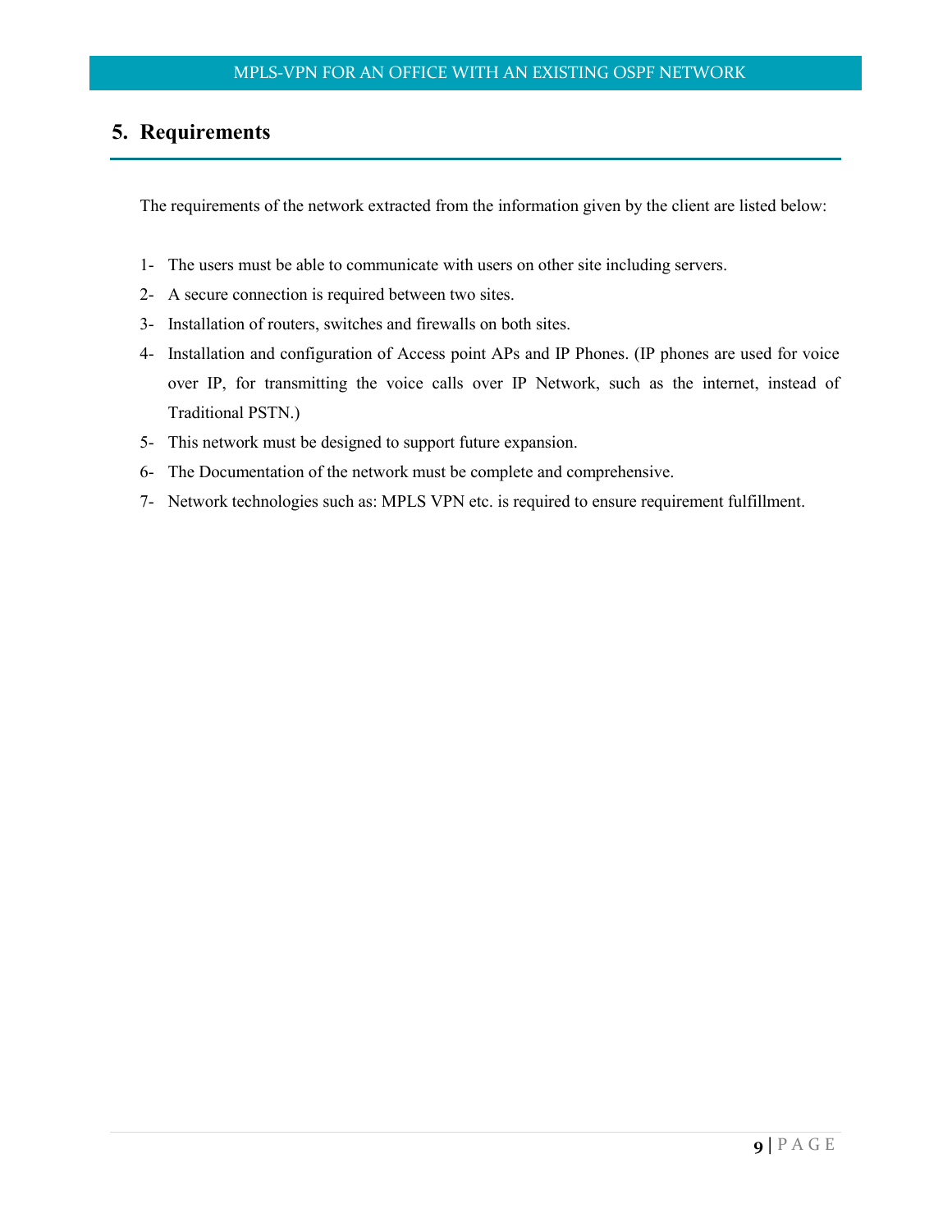## 5. Requirements

The requirements of the network extracted from the information given by the client are listed below:

1- The users must be able to communicate with users on other site including servers.
2- A secure connection is required between two sites.
3- Installation of routers, switches and firewalls on both sites.
4- Installation and configuration of Access point APs and IP Phones. (IP phones are used for voice over IP, for transmitting the voice calls over IP Network, such as the internet, instead of Traditional PSTN.)
5- This network must be designed to support future expansion.
6- The Documentation of the network must be complete and comprehensive.
7- Network technologies such as: MPLS VPN etc. is required to ensure requirement fulfillment.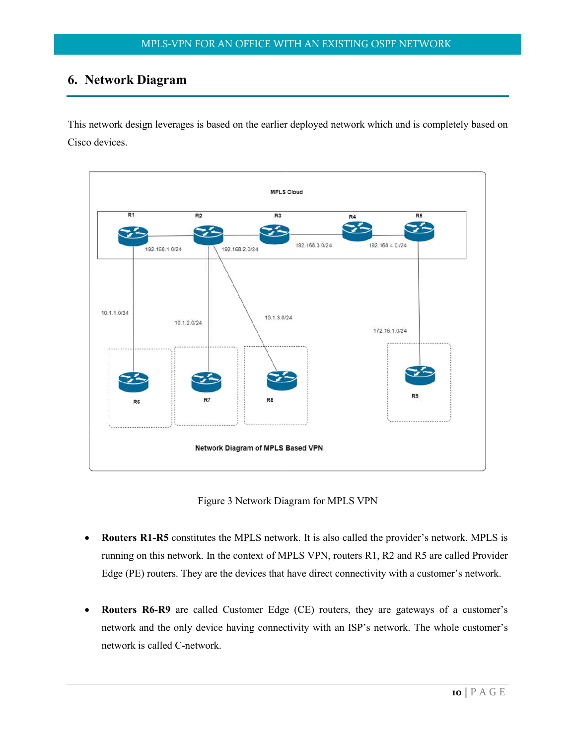## 6. Network Diagram

This network design leverages is based on the earlier deployed network which and is completely based on Cisco devices.

Figure 3 Network Diagram for MPLS VPN

- **Routers R1-R5** constitutes the MPLS network. It is also called the provider's network. MPLS is running on this network. In the context of MPLS VPN, routers R1, R2 and R5 are called Provider Edge (PE) routers. They are the devices that have direct connectivity with a customer's network.

- **Routers R6-R9** are called Customer Edge (CE) routers, they are gateways of a customer's network and the only device having connectivity with an ISP's network. The whole customer's network is called C-network.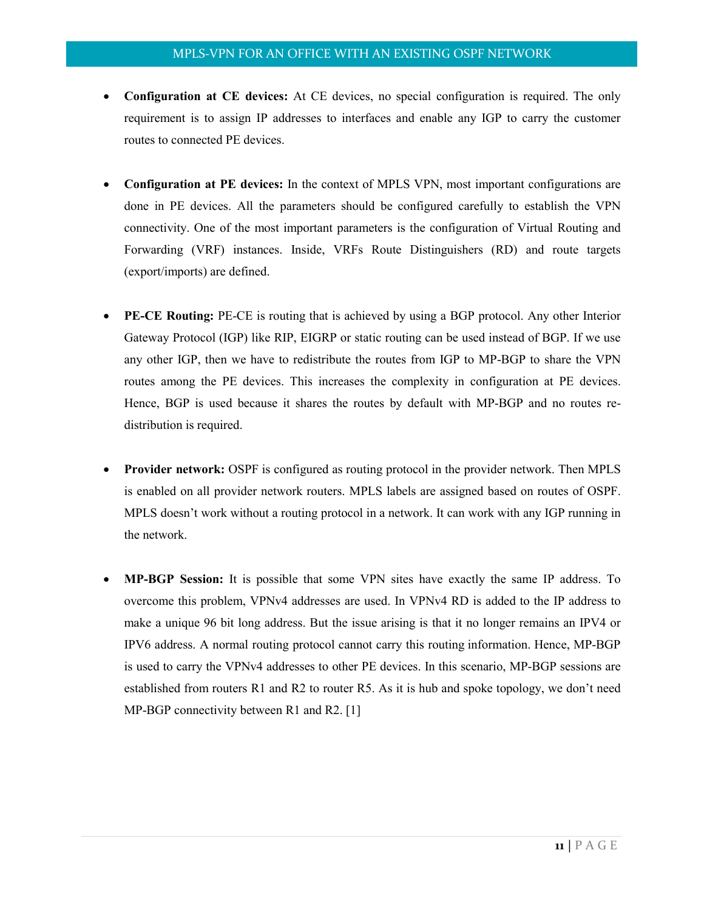- **Configuration at CE devices:** At CE devices, no special configuration is required. The only requirement is to assign IP addresses to interfaces and enable any IGP to carry the customer routes to connected PE devices.

- **Configuration at PE devices:** In the context of MPLS VPN, most important configurations are done in PE devices. All the parameters should be configured carefully to establish the VPN connectivity. One of the most important parameters is the configuration of Virtual Routing and Forwarding (VRF) instances. Inside, VRFs Route Distinguishers (RD) and route targets (export/imports) are defined.

- **PE-CE Routing:** PE-CE is routing that is achieved by using a BGP protocol. Any other Interior Gateway Protocol (IGP) like RIP, EIGRP or static routing can be used instead of BGP. If we use any other IGP, then we have to redistribute the routes from IGP to MP-BGP to share the VPN routes among the PE devices. This increases the complexity in configuration at PE devices. Hence, BGP is used because it shares the routes by default with MP-BGP and no routes re-distribution is required.

- **Provider network:** OSPF is configured as routing protocol in the provider network. Then MPLS is enabled on all provider network routers. MPLS labels are assigned based on routes of OSPF. MPLS doesn't work without a routing protocol in a network. It can work with any IGP running in the network.

- **MP-BGP Session:** It is possible that some VPN sites have exactly the same IP address. To overcome this problem, VPNv4 addresses are used. In VPNv4 RD is added to the IP address to make a unique 96 bit long address. But the issue arising is that it no longer remains an IPV4 or IPV6 address. A normal routing protocol cannot carry this routing information. Hence, MP-BGP is used to carry the VPNv4 addresses to other PE devices. In this scenario, MP-BGP sessions are established from routers R1 and R2 to router R5. As it is hub and spoke topology, we don't need MP-BGP connectivity between R1 and R2. [1]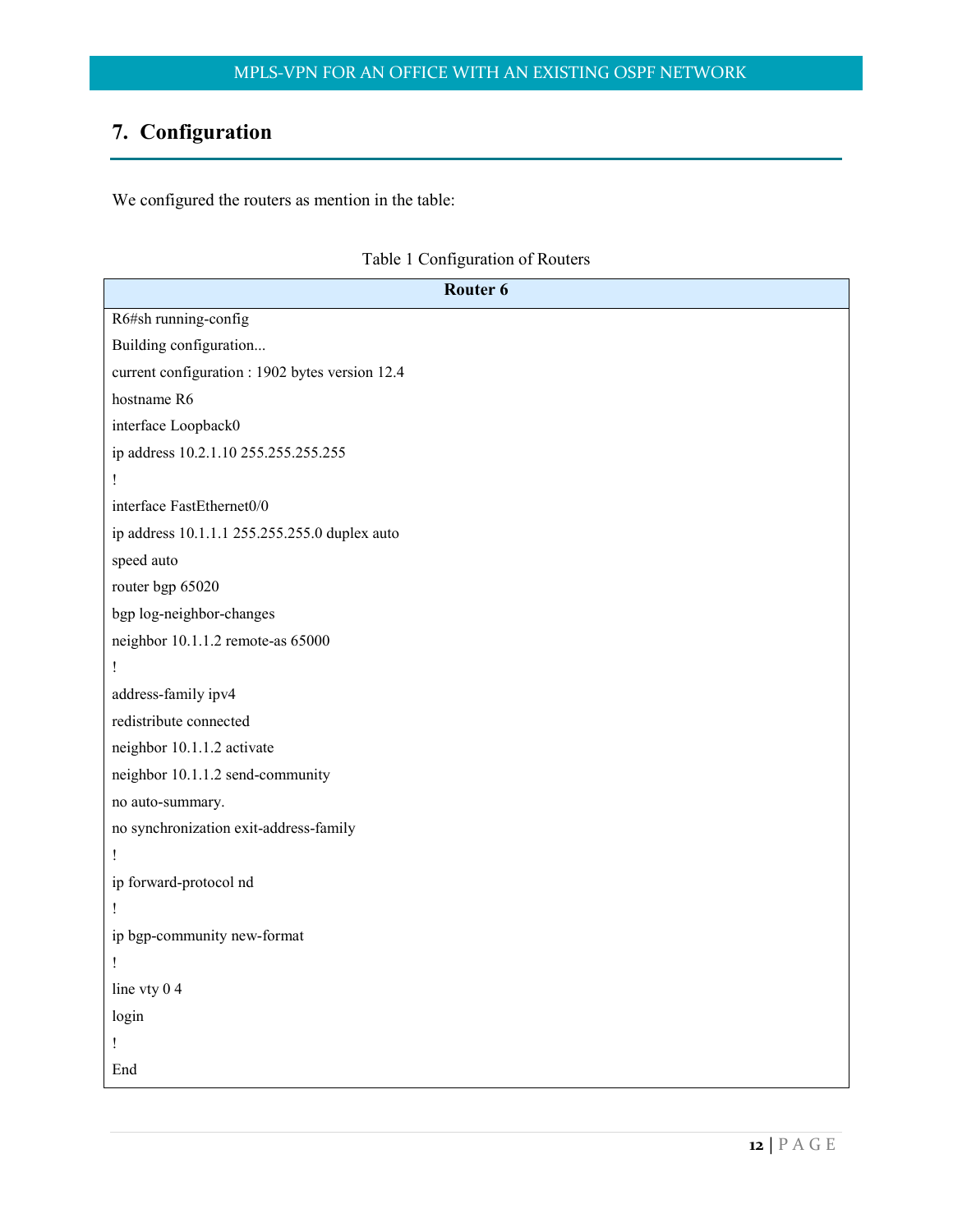## 7. Configuration

We configured the routers as mention in the table:

Table 1 Configuration of Routers

| Router 6 |
|---|
| R6#sh running-config<br>Building configuration...<br>current configuration : 1902 bytes version 12.4<br>hostname R6<br>interface Loopback0<br>ip address 10.2.1.10 255.255.255.255<br>!<br>interface FastEthernet0/0<br>ip address 10.1.1.1 255.255.255.0 duplex auto<br>speed auto<br>router bgp 65020<br>bgp log-neighbor-changes<br>neighbor 10.1.1.2 remote-as 65000<br>!<br>address-family ipv4<br>redistribute connected<br>neighbor 10.1.1.2 activate<br>neighbor 10.1.1.2 send-community<br>no auto-summary.<br>no synchronization exit-address-family<br>!<br>ip forward-protocol nd<br>!<br>ip bgp-community new-format<br>!<br>line vty 0 4<br>login<br>!<br>End |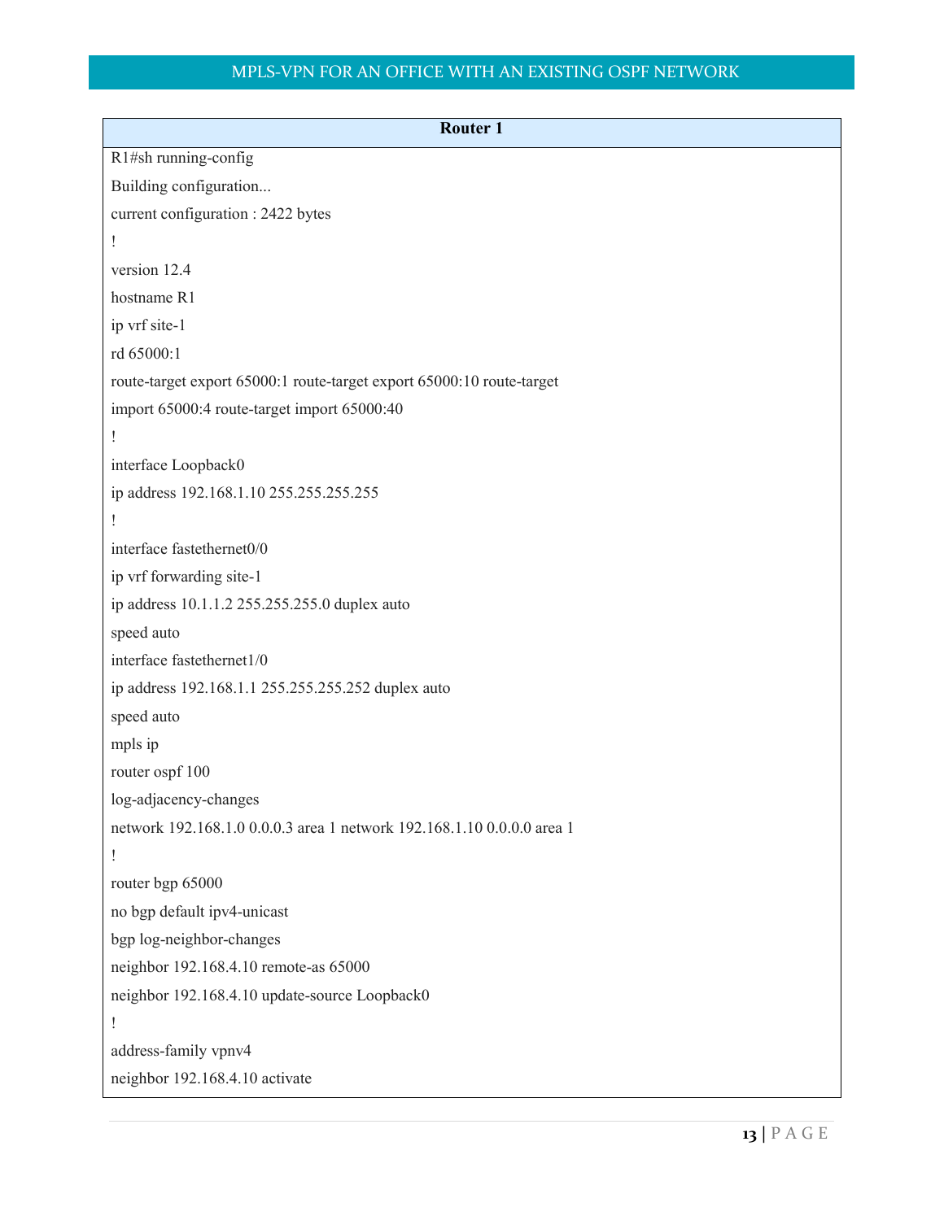| Router 1 |
|---|
| R1#sh running-config |
| Building configuration... |
| current configuration : 2422 bytes |
| ! |
| version 12.4 |
| hostname R1 |
| ip vrf site-1 |
| rd 65000:1 |
| route-target export 65000:1 route-target export 65000:10 route-target |
| import 65000:4 route-target import 65000:40 |
| ! |
| interface Loopback0 |
| ip address 192.168.1.10 255.255.255.255 |
| ! |
| interface fastethernet0/0 |
| ip vrf forwarding site-1 |
| ip address 10.1.1.2 255.255.255.0 duplex auto |
| speed auto |
| interface fastethernet1/0 |
| ip address 192.168.1.1 255.255.255.252 duplex auto |
| speed auto |
| mpls ip |
| router ospf 100 |
| log-adjacency-changes |
| network 192.168.1.0 0.0.0.3 area 1 network 192.168.1.10 0.0.0.0 area 1 |
| ! |
| router bgp 65000 |
| no bgp default ipv4-unicast |
| bgp log-neighbor-changes |
| neighbor 192.168.4.10 remote-as 65000 |
| neighbor 192.168.4.10 update-source Loopback0 |
| ! |
| address-family vpnv4 |
| neighbor 192.168.4.10 activate |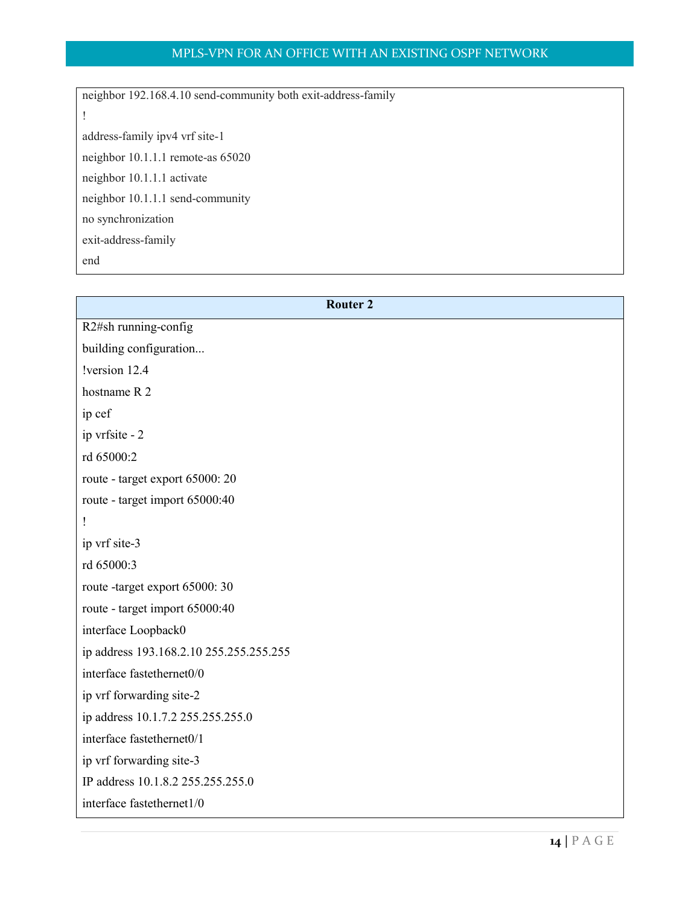```
neighbor 192.168.4.10 send-community both exit-address-family
!
address-family ipv4 vrf site-1
neighbor 10.1.1.1 remote-as 65020
neighbor 10.1.1.1 activate
neighbor 10.1.1.1 send-community
no synchronization
exit-address-family
end
```

| Router 2 |
| --- |
| R2#sh running-config |
| building configuration... |
| !version 12.4 |
| hostname R 2 |
| ip cef |
| ip vrfsite - 2 |
| rd 65000:2 |
| route - target export 65000: 20 |
| route - target import 65000:40 |
| ! |
| ip vrf site-3 |
| rd 65000:3 |
| route -target export 65000: 30 |
| route - target import 65000:40 |
| interface Loopback0 |
| ip address 193.168.2.10 255.255.255.255 |
| interface fastethernet0/0 |
| ip vrf forwarding site-2 |
| ip address 10.1.7.2 255.255.255.0 |
| interface fastethernet0/1 |
| ip vrf forwarding site-3 |
| IP address 10.1.8.2 255.255.255.0 |
| interface fastethernet1/0 |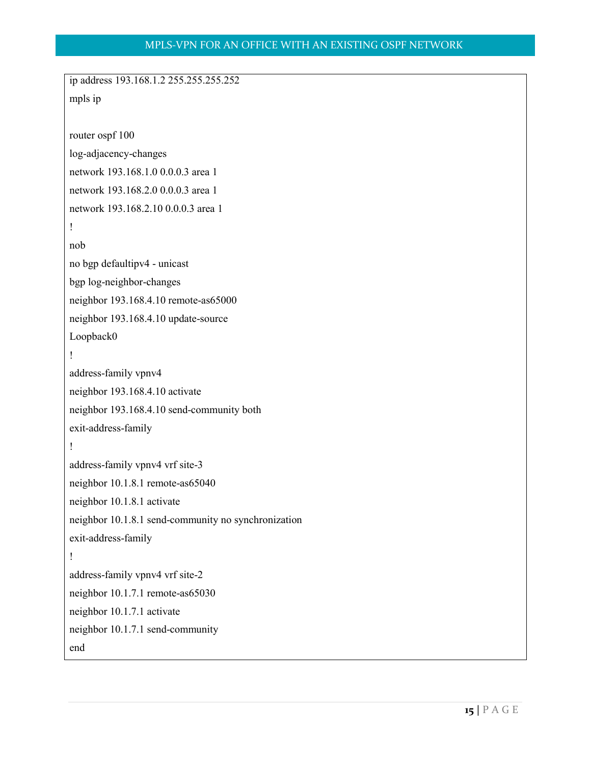```
ip address 193.168.1.2 255.255.255.252
mpls ip

router ospf 100
log-adjacency-changes
network 193.168.1.0 0.0.0.3 area 1
network 193.168.2.0 0.0.0.3 area 1
network 193.168.2.10 0.0.0.3 area 1
!
nob
no bgp defaultipv4 - unicast
bgp log-neighbor-changes
neighbor 193.168.4.10 remote-as65000
neighbor 193.168.4.10 update-source
Loopback0
!
address-family vpnv4
neighbor 193.168.4.10 activate
neighbor 193.168.4.10 send-community both
exit-address-family
!
address-family vpnv4 vrf site-3
neighbor 10.1.8.1 remote-as65040
neighbor 10.1.8.1 activate
neighbor 10.1.8.1 send-community no synchronization
exit-address-family
!
address-family vpnv4 vrf site-2
neighbor 10.1.7.1 remote-as65030
neighbor 10.1.7.1 activate
neighbor 10.1.7.1 send-community
end
```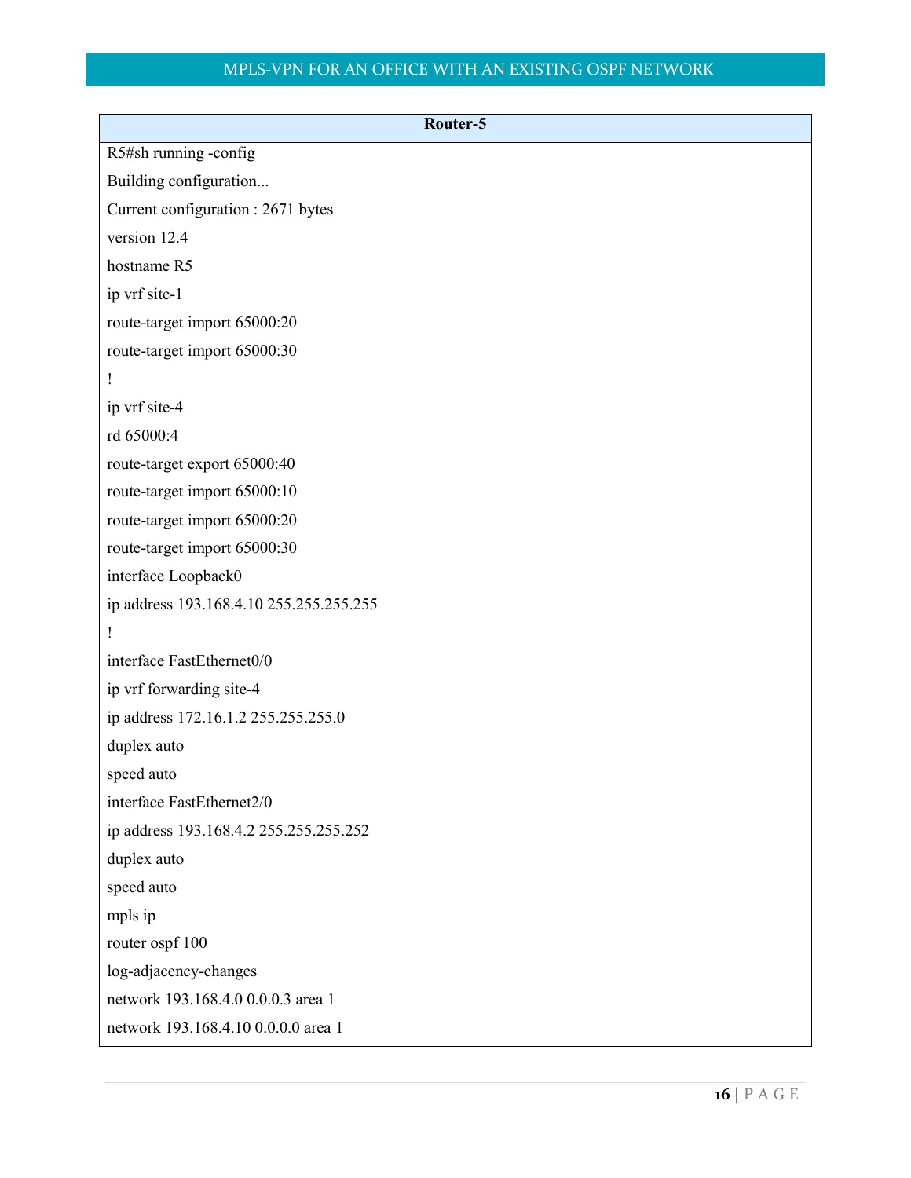**Router-5**

```
R5#sh running -config
Building configuration...
Current configuration : 2671 bytes
version 12.4
hostname R5
ip vrf site-1
route-target import 65000:20
route-target import 65000:30
!
ip vrf site-4
rd 65000:4
route-target export 65000:40
route-target import 65000:10
route-target import 65000:20
route-target import 65000:30
interface Loopback0
ip address 193.168.4.10 255.255.255.255
!
interface FastEthernet0/0
ip vrf forwarding site-4
ip address 172.16.1.2 255.255.255.0
duplex auto
speed auto
interface FastEthernet2/0
ip address 193.168.4.2 255.255.255.252
duplex auto
speed auto
mpls ip
router ospf 100
log-adjacency-changes
network 193.168.4.0 0.0.0.3 area 1
network 193.168.4.10 0.0.0.0 area 1
```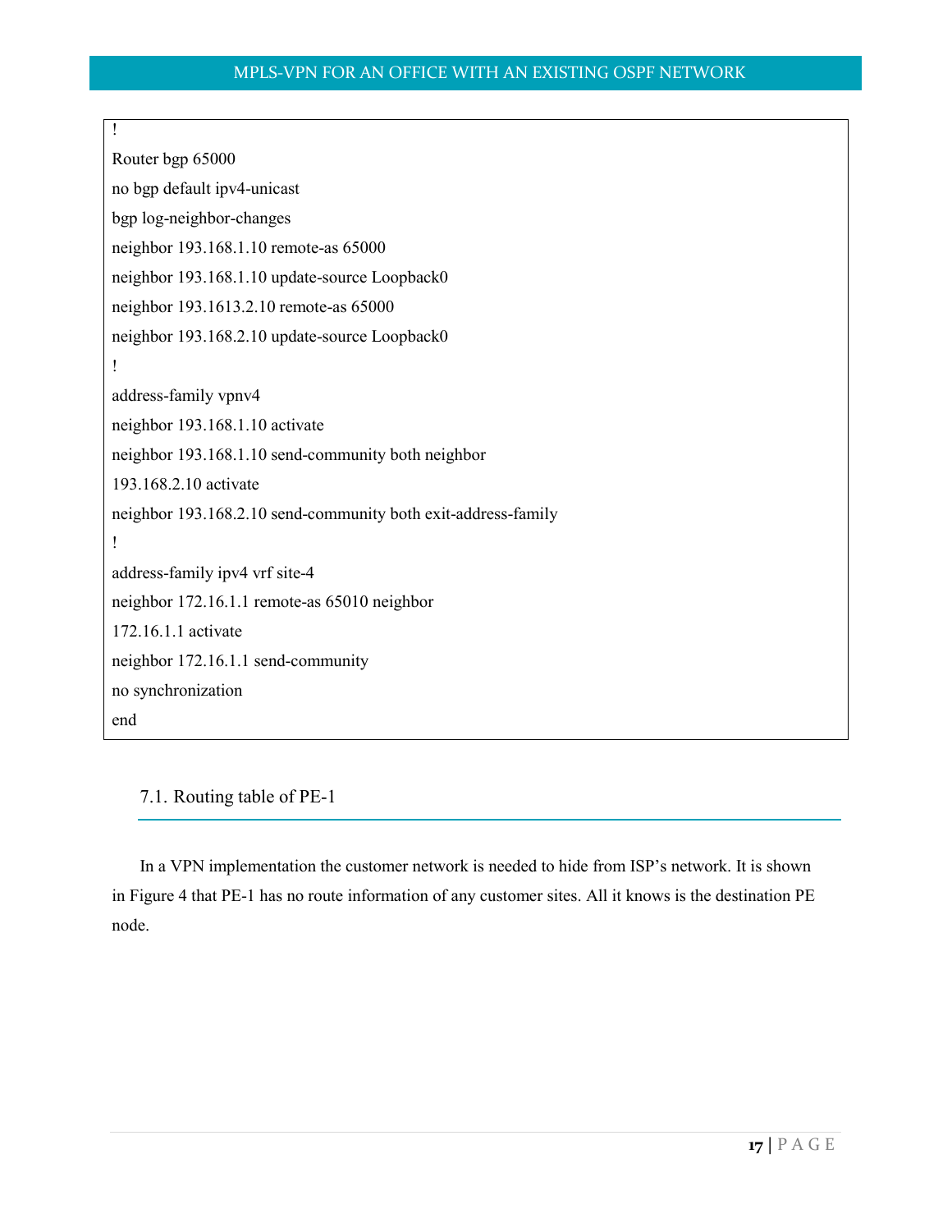```
!
Router bgp 65000
no bgp default ipv4-unicast
bgp log-neighbor-changes
neighbor 193.168.1.10 remote-as 65000
neighbor 193.168.1.10 update-source Loopback0
neighbor 193.1613.2.10 remote-as 65000
neighbor 193.168.2.10 update-source Loopback0
!
address-family vpnv4
neighbor 193.168.1.10 activate
neighbor 193.168.1.10 send-community both neighbor
193.168.2.10 activate
neighbor 193.168.2.10 send-community both exit-address-family
!
address-family ipv4 vrf site-4
neighbor 172.16.1.1 remote-as 65010 neighbor
172.16.1.1 activate
neighbor 172.16.1.1 send-community
no synchronization
end
```

### 7.1. Routing table of PE-1

In a VPN implementation the customer network is needed to hide from ISP's network. It is shown in Figure 4 that PE-1 has no route information of any customer sites. All it knows is the destination PE node.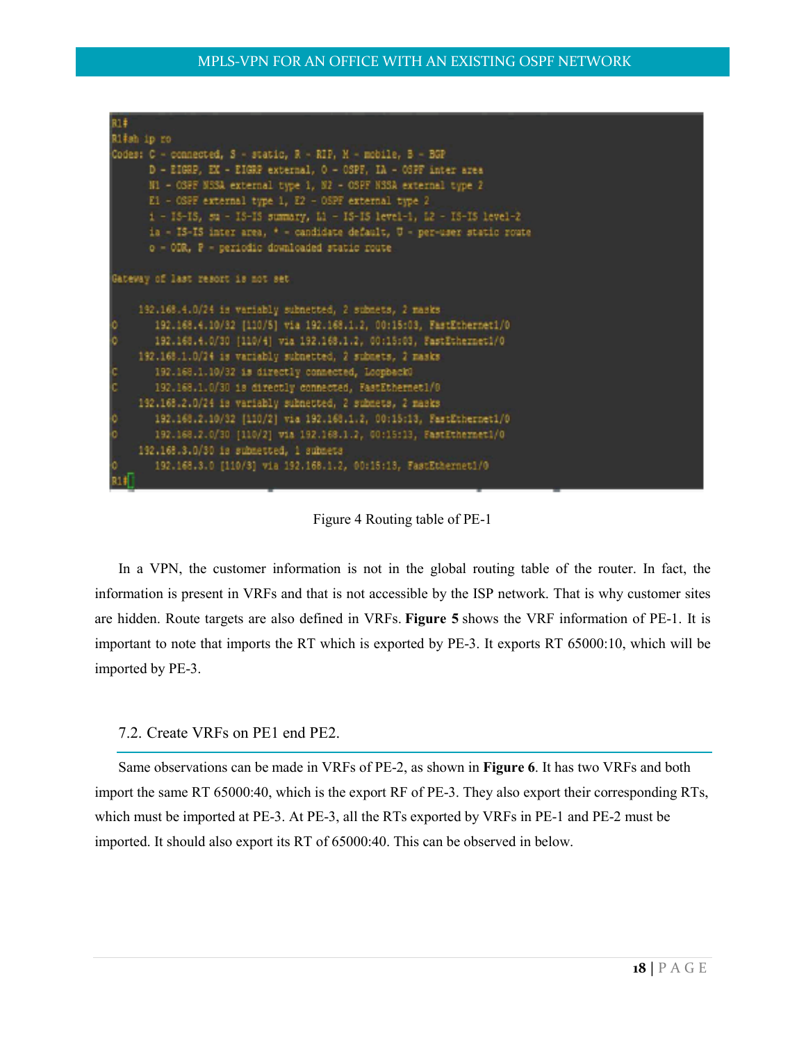```
R1#
R1#sh ip ro
Codes: C - connected, S - static, R - RIP, M - mobile, B - BGP
       D - EIGRP, EX - EIGRP external, O - OSPF, IA - OSPF inter area
       N1 - OSPF NSSA external type 1, N2 - OSPF NSSA external type 2
       E1 - OSPF external type 1, E2 - OSPF external type 2
       i - IS-IS, su - IS-IS summary, L1 - IS-IS level-1, L2 - IS-IS level-2
       ia - IS-IS inter area, * - candidate default, U - per-user static route
       o - ODR, P - periodic downloaded static route

Gateway of last resort is not set

     192.168.4.0/24 is variably subnetted, 2 subnets, 2 masks
O       192.168.4.10/32 [110/5] via 192.168.1.2, 00:15:03, FastEthernet1/0
O       192.168.4.0/30 [110/4] via 192.168.1.2, 00:15:03, FastEthernet1/0
     192.168.1.0/24 is variably subnetted, 2 subnets, 2 masks
C       192.168.1.10/32 is directly connected, Loopback0
C       192.168.1.0/30 is directly connected, FastEthernet1/0
     192.168.2.0/24 is variably subnetted, 2 subnets, 2 masks
O       192.168.2.10/32 [110/2] via 192.168.1.2, 00:15:13, FastEthernet1/0
O       192.168.2.0/30 [110/2] via 192.168.1.2, 00:15:13, FastEthernet1/0
     192.168.3.0/30 is subnetted, 1 subnets
O       192.168.3.0 [110/3] via 192.168.1.2, 00:15:13, FastEthernet1/0
R1#
```

Figure 4 Routing table of PE-1

In a VPN, the customer information is not in the global routing table of the router. In fact, the information is present in VRFs and that is not accessible by the ISP network. That is why customer sites are hidden. Route targets are also defined in VRFs. **Figure 5** shows the VRF information of PE-1. It is important to note that imports the RT which is exported by PE-3. It exports RT 65000:10, which will be imported by PE-3.

## 7.2. Create VRFs on PE1 end PE2.

Same observations can be made in VRFs of PE-2, as shown in **Figure 6**. It has two VRFs and both import the same RT 65000:40, which is the export RF of PE-3. They also export their corresponding RTs, which must be imported at PE-3. At PE-3, all the RTs exported by VRFs in PE-1 and PE-2 must be imported. It should also export its RT of 65000:40. This can be observed in below.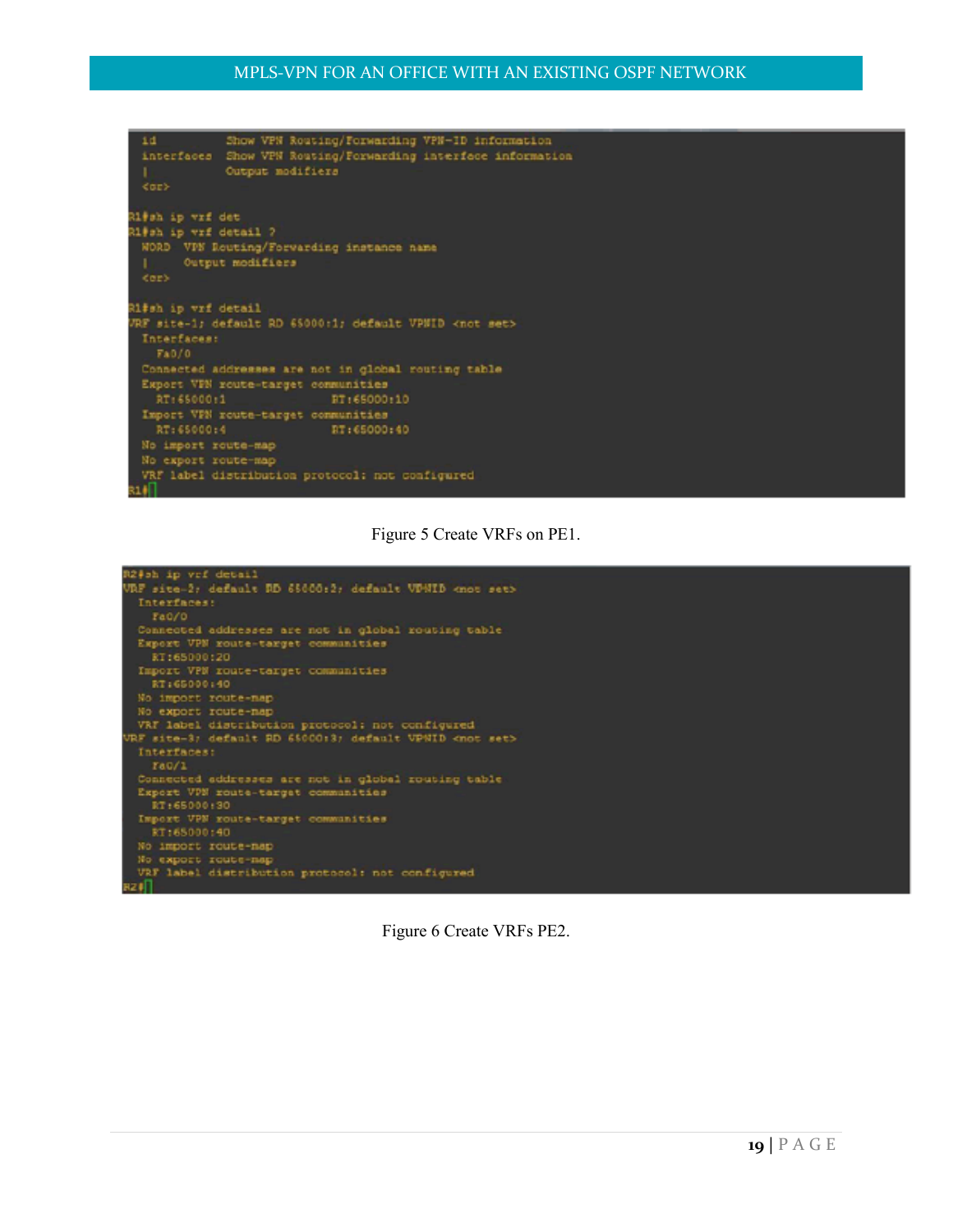```
  id          Show VPN Routing/Forwarding VPN-ID information
  interfaces  Show VPN Routing/Forwarding interface information
  |           Output modifiers
  <cr>

R1#sh ip vrf det
R1#sh ip vrf detail ?
  WORD  VPN Routing/Forwarding instance name
  |     Output modifiers
  <cr>

R1#sh ip vrf detail
VRF site-1; default RD 65000:1; default VPNID <not set>
  Interfaces:
    Fa0/0
  Connected addresses are not in global routing table
  Export VPN route-target communities
    RT:65000:1               RT:65000:10
  Import VPN route-target communities
    RT:65000:4               RT:65000:40
  No import route-map
  No export route-map
  VRF label distribution protocol: not configured
R1#
```

Figure 5 Create VRFs on PE1.

```
R2#sh ip vrf detail
VRF site-2; default RD 65000:2; default VPNID <not set>
  Interfaces:
    Fa0/0
  Connected addresses are not in global routing table
  Export VPN route-target communities
    RT:65000:20
  Import VPN route-target communities
    RT:65000:40
  No import route-map
  No export route-map
  VRF label distribution protocol: not configured
VRF site-3; default RD 65000:3; default VPNID <not set>
  Interfaces:
    Fa0/1
  Connected addresses are not in global routing table
  Export VPN route-target communities
    RT:65000:30
  Import VPN route-target communities
    RT:65000:40
  No import route-map
  No export route-map
  VRF label distribution protocol: not configured
R2#
```

Figure 6 Create VRFs PE2.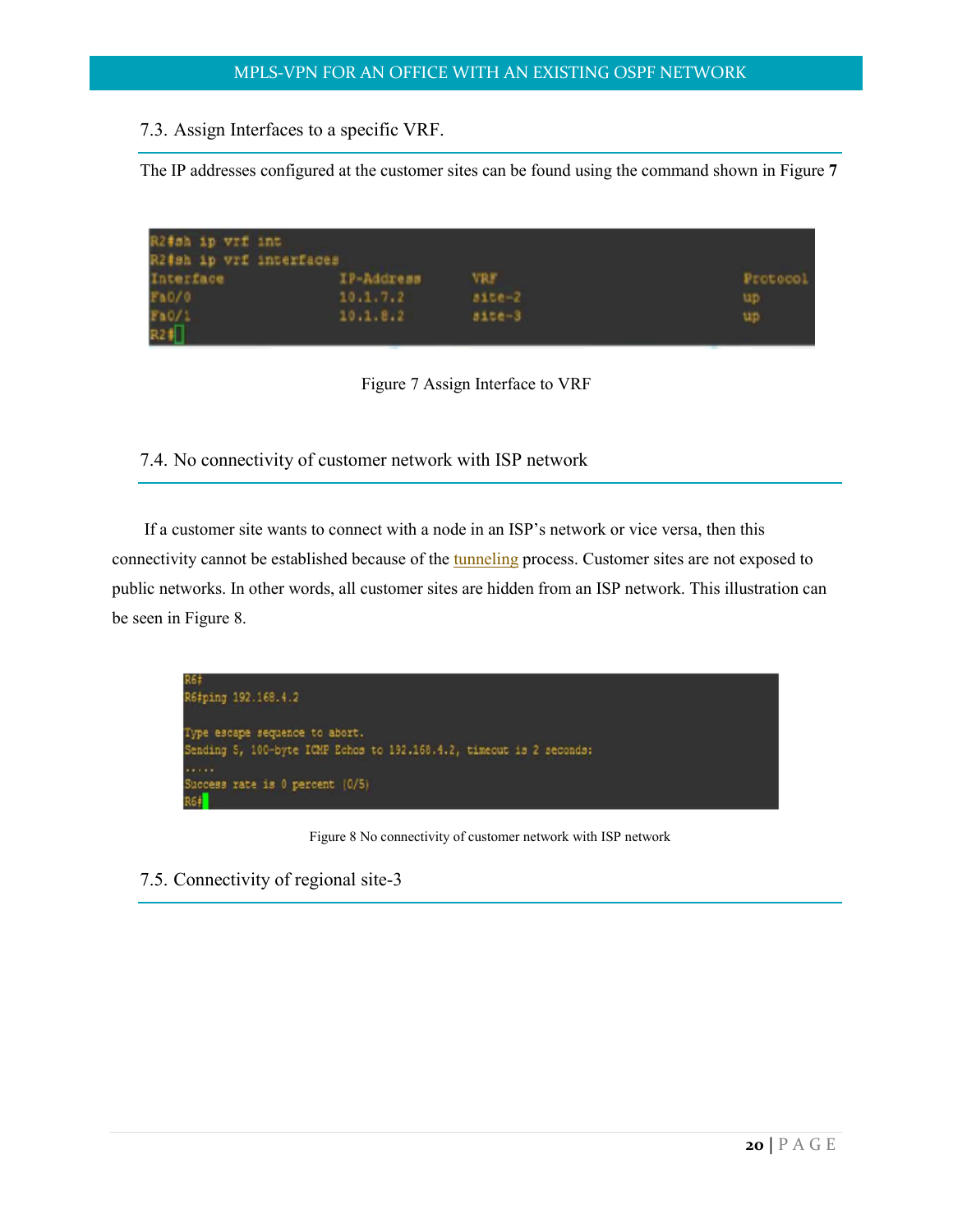## 7.3. Assign Interfaces to a specific VRF.

The IP addresses configured at the customer sites can be found using the command shown in Figure **7**

```
R2#sh ip vrf int
R2#sh ip vrf interfaces
Interface              IP-Address      VRF                              Protocol
Fa0/0                  10.1.7.2        site-2                           up
Fa0/1                  10.1.8.2        site-3                           up
R2#
```

Figure 7 Assign Interface to VRF

## 7.4. No connectivity of customer network with ISP network

If a customer site wants to connect with a node in an ISP's network or vice versa, then this connectivity cannot be established because of the tunneling process. Customer sites are not exposed to public networks. In other words, all customer sites are hidden from an ISP network. This illustration can be seen in Figure 8.

```
R6#
R6#ping 192.168.4.2

Type escape sequence to abort.
Sending 5, 100-byte ICMP Echos to 192.168.4.2, timeout is 2 seconds:
.....
Success rate is 0 percent (0/5)
R6#
```

Figure 8 No connectivity of customer network with ISP network

## 7.5. Connectivity of regional site-3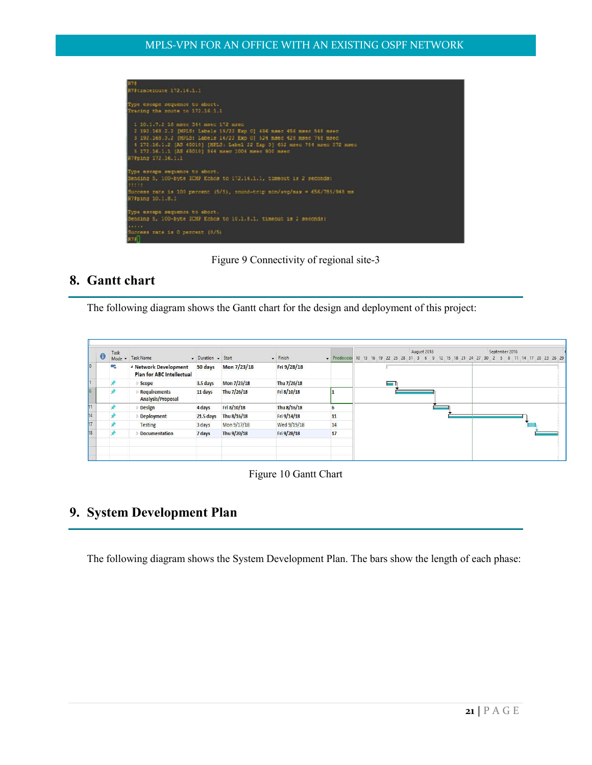```
R7#
R7#traceroute 172.16.1.1

Type escape sequence to abort.
Tracing the route to 172.16.1.1

  1 10.1.7.2 16 msec 344 msec 172 msec
  2 192.168.2.2 [MPLS: Labels 19/22 Exp 0] 696 msec 456 msec 548 msec
  3 192.168.3.2 [MPLS: Labels 16/22 Exp 0] 524 msec 428 msec 748 msec
  4 172.16.1.2 [AS 65010] [MPLS: Label 22 Exp 0] 652 msec 764 msec 572 msec
  5 172.16.1.1 [AS 65010] 864 msec 1004 msec 900 msec
R7#ping 172.16.1.1

Type escape sequence to abort.
Sending 5, 100-byte ICMP Echos to 172.16.1.1, timeout is 2 seconds:
!!!!!
Success rate is 100 percent (5/5), round-trip min/avg/max = 656/785/948 ms
R7#ping 10.1.8.1

Type escape sequence to abort.
Sending 5, 100-byte ICMP Echos to 10.1.8.1, timeout is 2 seconds:
.....
Success rate is 0 percent (0/5)
R7#
```

Figure 9 Connectivity of regional site-3

## 8. Gantt chart

The following diagram shows the Gantt chart for the design and deployment of this project:

| | Task Name | Duration | Start | Finish | Predecessors |
|---|---|---|---|---|---|
| 0 | Network Development Plan for ABC Intellectual | 50 days | Mon 7/23/18 | Fri 9/28/18 | |
| 1 | Scope | 3.5 days | Mon 7/23/18 | Thu 7/26/18 | |
| 6 | Requirements Analysis/Proposal | 11 days | Thu 7/26/18 | Fri 8/10/18 | 1 |
| 11 | Design | 4 days | Fri 8/10/18 | Thu 8/16/18 | 6 |
| 14 | Deployment | 21.5 days | Thu 8/16/18 | Fri 9/14/18 | 11 |
| 17 | Testing | 3 days | Mon 9/17/18 | Wed 9/19/18 | 14 |
| 18 | Documentation | 7 days | Thu 9/20/18 | Fri 9/28/18 | 17 |

Figure 10 Gantt Chart

## 9. System Development Plan

The following diagram shows the System Development Plan. The bars show the length of each phase: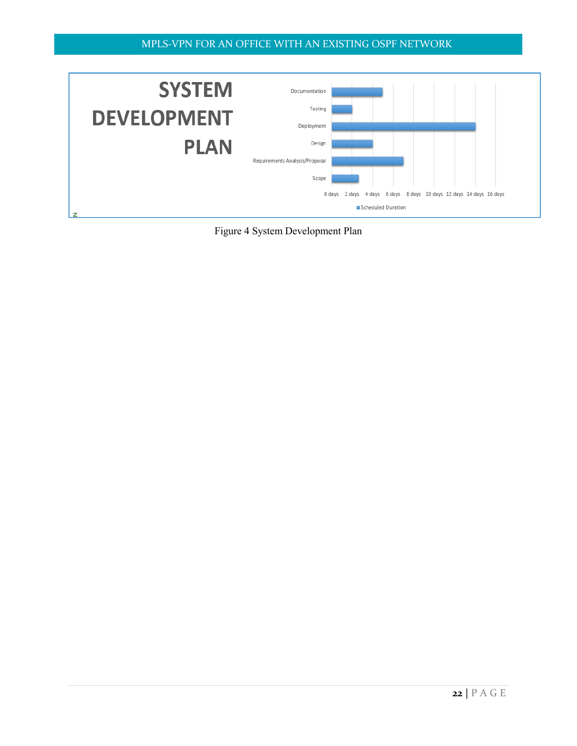# SYSTEM DEVELOPMENT PLAN

| Task | Scheduled Duration |
|---|---|
| Documentation | 5 days |
| Testing | 2 days |
| Deployment | 14 days |
| Design | 4 days |
| Requirements Analysis/Proposal | 7 days |
| Scope | 2.6 days |

Figure 4 System Development Plan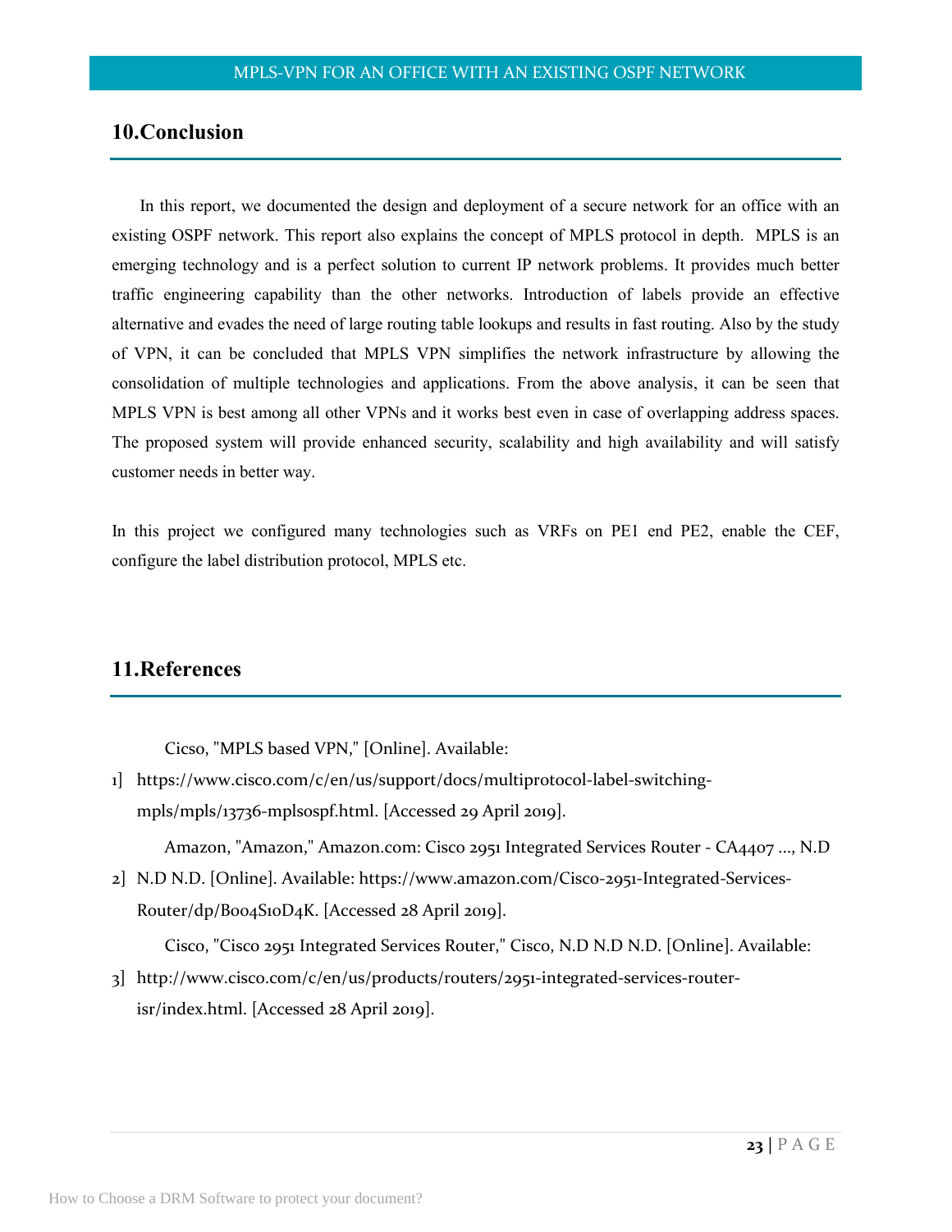## 10.Conclusion

In this report, we documented the design and deployment of a secure network for an office with an existing OSPF network. This report also explains the concept of MPLS protocol in depth. MPLS is an emerging technology and is a perfect solution to current IP network problems. It provides much better traffic engineering capability than the other networks. Introduction of labels provide an effective alternative and evades the need of large routing table lookups and results in fast routing. Also by the study of VPN, it can be concluded that MPLS VPN simplifies the network infrastructure by allowing the consolidation of multiple technologies and applications. From the above analysis, it can be seen that MPLS VPN is best among all other VPNs and it works best even in case of overlapping address spaces. The proposed system will provide enhanced security, scalability and high availability and will satisfy customer needs in better way.

In this project we configured many technologies such as VRFs on PE1 end PE2, enable the CEF, configure the label distribution protocol, MPLS etc.

## 11.References

1] Cicso, "MPLS based VPN," [Online]. Available: https://www.cisco.com/c/en/us/support/docs/multiprotocol-label-switching-mpls/mpls/13736-mplsospf.html. [Accessed 29 April 2019].

2] Amazon, "Amazon," Amazon.com: Cisco 2951 Integrated Services Router - CA4407 ..., N.D N.D N.D. [Online]. Available: https://www.amazon.com/Cisco-2951-Integrated-Services-Router/dp/B004S10D4K. [Accessed 28 April 2019].

3] Cisco, "Cisco 2951 Integrated Services Router," Cisco, N.D N.D N.D. [Online]. Available: http://www.cisco.com/c/en/us/products/routers/2951-integrated-services-router-isr/index.html. [Accessed 28 April 2019].